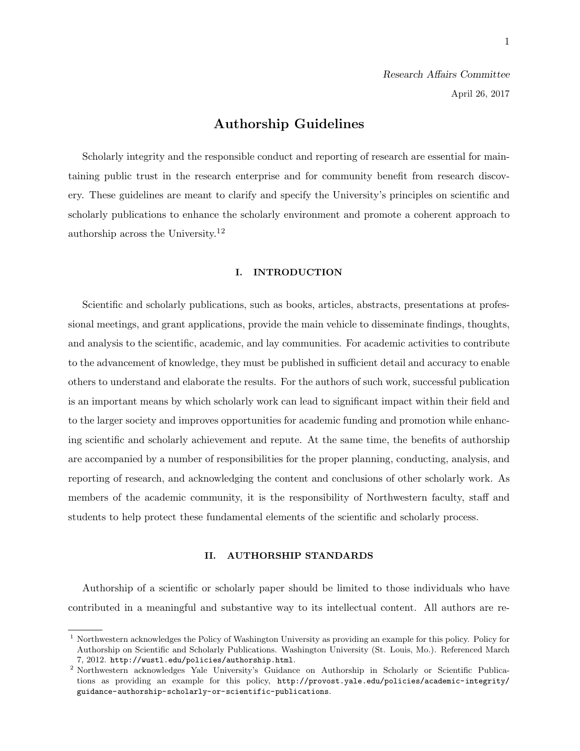*Research Affairs Committee*

April 26, 2017

# Authorship Guidelines

Scholarly integrity and the responsible conduct and reporting of research are essential for maintaining public trust in the research enterprise and for community benefit from research discovery. These guidelines are meant to clarify and specify the University's principles on scientific and scholarly publications to enhance the scholarly environment and promote a coherent approach to authorship across the University.[1,2]

## I. INTRODUCTION

Scientific and scholarly publications, such as books, articles, abstracts, presentations at professional meetings, and grant applications, provide the main vehicle to disseminate findings, thoughts, and analysis to the scientific, academic, and lay communities. For academic activities to contribute to the advancement of knowledge, they must be published in sufficient detail and accuracy to enable others to understand and elaborate the results. For the authors of such work, successful publication is an important means by which scholarly work can lead to significant impact within their field and to the larger society and improves opportunities for academic funding and promotion while enhancing scientific and scholarly achievement and repute. At the same time, the benefits of authorship are accompanied by a number of responsibilities for the proper planning, conducting, analysis, and reporting of research, and acknowledging the content and conclusions of other scholarly work. As members of the academic community, it is the responsibility of Northwestern faculty, staff and students to help protect these fundamental elements of the scientific and scholarly process.

## II. AUTHORSHIP STANDARDS

Authorship of a scientific or scholarly paper should be limited to those individuals who have contributed in a meaningful and substantive way to its intellectual content. All authors are re-

---

[1] Northwestern acknowledges the Policy of Washington University as providing an example for this policy. Policy for Authorship on Scientific and Scholarly Publications. Washington University (St. Louis, Mo.). Referenced March 7, 2012. `http://wustl.edu/policies/authorship.html`.

[2] Northwestern acknowledges Yale University's Guidance on Authorship in Scholarly or Scientific Publications as providing an example for this policy, `http://provost.yale.edu/policies/academic-integrity/guidance-authorship-scholarly-or-scientific-publications`.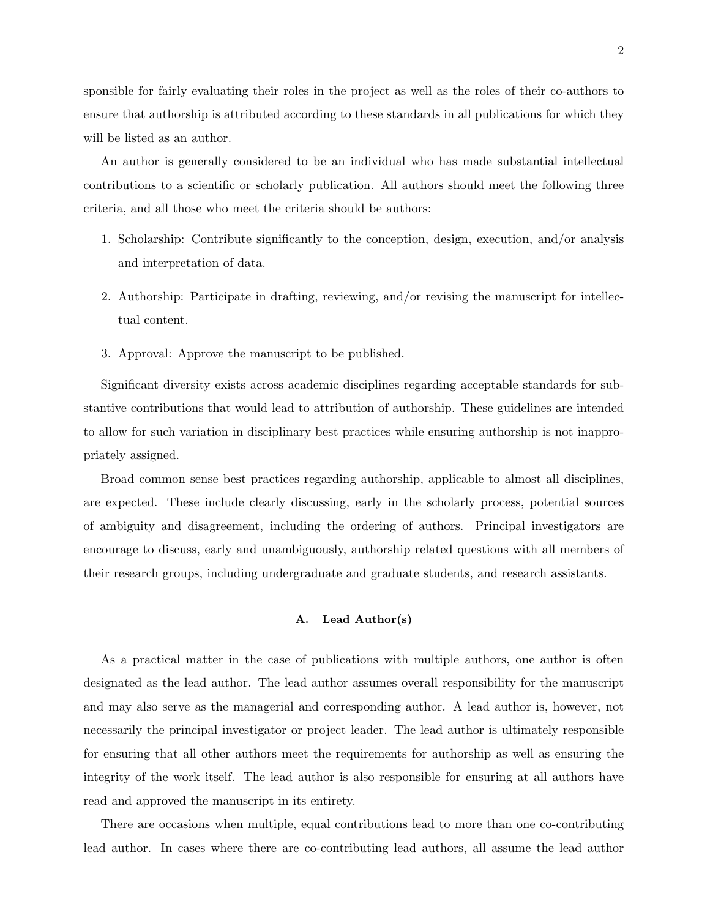sponsible for fairly evaluating their roles in the project as well as the roles of their co-authors to ensure that authorship is attributed according to these standards in all publications for which they will be listed as an author.

An author is generally considered to be an individual who has made substantial intellectual contributions to a scientific or scholarly publication. All authors should meet the following three criteria, and all those who meet the criteria should be authors:

1. Scholarship: Contribute significantly to the conception, design, execution, and/or analysis and interpretation of data.

2. Authorship: Participate in drafting, reviewing, and/or revising the manuscript for intellectual content.

3. Approval: Approve the manuscript to be published.

Significant diversity exists across academic disciplines regarding acceptable standards for substantive contributions that would lead to attribution of authorship. These guidelines are intended to allow for such variation in disciplinary best practices while ensuring authorship is not inappropriately assigned.

Broad common sense best practices regarding authorship, applicable to almost all disciplines, are expected. These include clearly discussing, early in the scholarly process, potential sources of ambiguity and disagreement, including the ordering of authors. Principal investigators are encourage to discuss, early and unambiguously, authorship related questions with all members of their research groups, including undergraduate and graduate students, and research assistants.

### A. Lead Author(s)

As a practical matter in the case of publications with multiple authors, one author is often designated as the lead author. The lead author assumes overall responsibility for the manuscript and may also serve as the managerial and corresponding author. A lead author is, however, not necessarily the principal investigator or project leader. The lead author is ultimately responsible for ensuring that all other authors meet the requirements for authorship as well as ensuring the integrity of the work itself. The lead author is also responsible for ensuring at all authors have read and approved the manuscript in its entirety.

There are occasions when multiple, equal contributions lead to more than one co-contributing lead author. In cases where there are co-contributing lead authors, all assume the lead author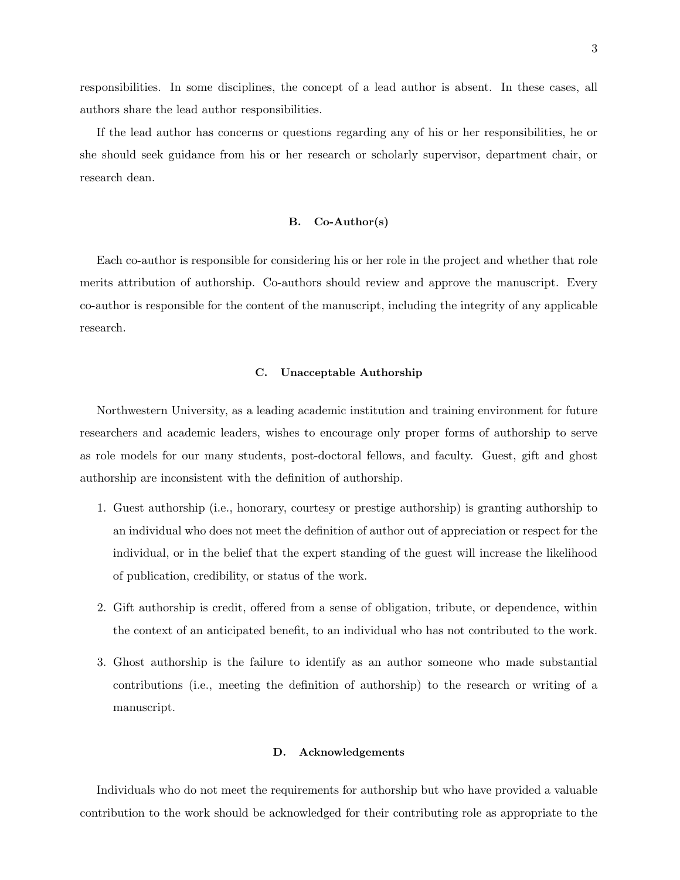responsibilities. In some disciplines, the concept of a lead author is absent. In these cases, all authors share the lead author responsibilities.

If the lead author has concerns or questions regarding any of his or her responsibilities, he or she should seek guidance from his or her research or scholarly supervisor, department chair, or research dean.

### B. Co-Author(s)

Each co-author is responsible for considering his or her role in the project and whether that role merits attribution of authorship. Co-authors should review and approve the manuscript. Every co-author is responsible for the content of the manuscript, including the integrity of any applicable research.

### C. Unacceptable Authorship

Northwestern University, as a leading academic institution and training environment for future researchers and academic leaders, wishes to encourage only proper forms of authorship to serve as role models for our many students, post-doctoral fellows, and faculty. Guest, gift and ghost authorship are inconsistent with the definition of authorship.

1. Guest authorship (i.e., honorary, courtesy or prestige authorship) is granting authorship to an individual who does not meet the definition of author out of appreciation or respect for the individual, or in the belief that the expert standing of the guest will increase the likelihood of publication, credibility, or status of the work.

2. Gift authorship is credit, offered from a sense of obligation, tribute, or dependence, within the context of an anticipated benefit, to an individual who has not contributed to the work.

3. Ghost authorship is the failure to identify as an author someone who made substantial contributions (i.e., meeting the definition of authorship) to the research or writing of a manuscript.

### D. Acknowledgements

Individuals who do not meet the requirements for authorship but who have provided a valuable contribution to the work should be acknowledged for their contributing role as appropriate to the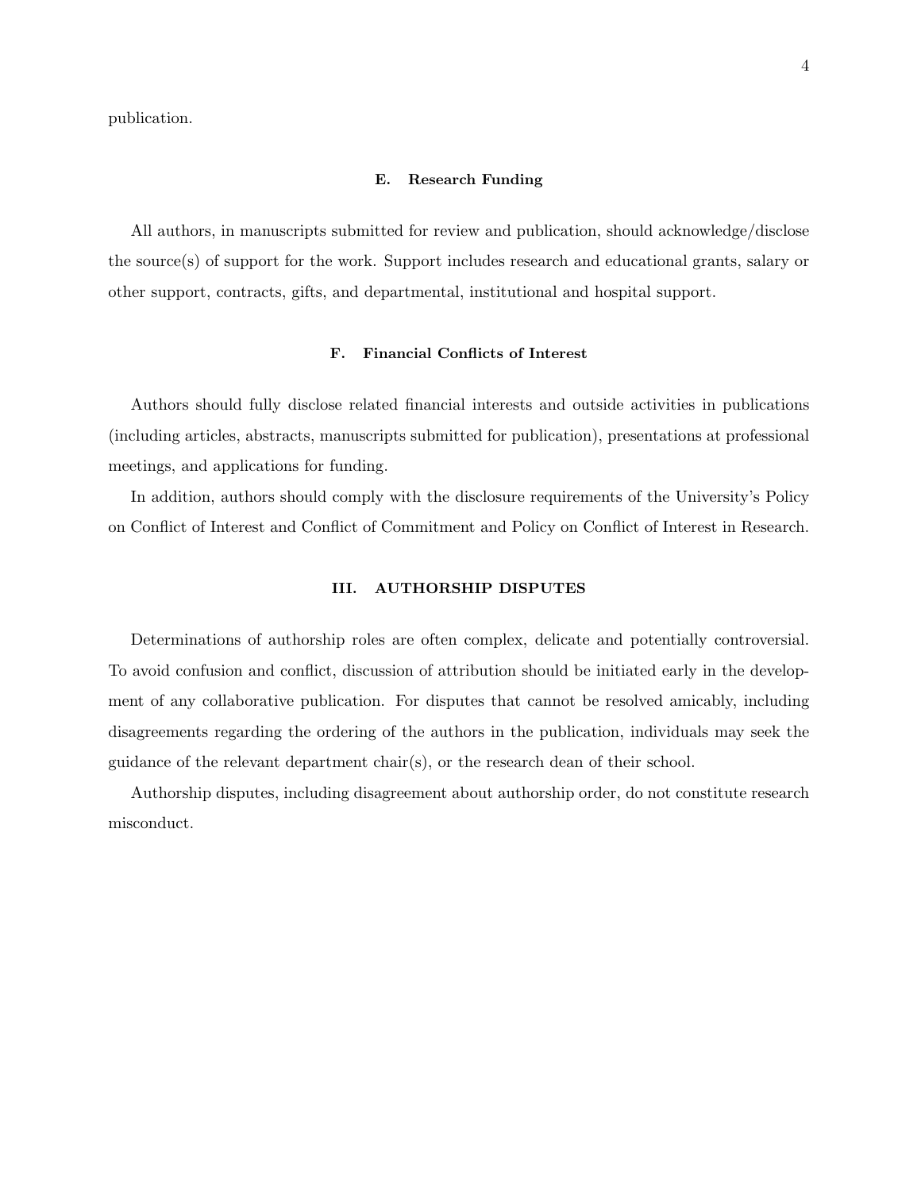publication.

### E. Research Funding

All authors, in manuscripts submitted for review and publication, should acknowledge/disclose the source(s) of support for the work. Support includes research and educational grants, salary or other support, contracts, gifts, and departmental, institutional and hospital support.

### F. Financial Conflicts of Interest

Authors should fully disclose related financial interests and outside activities in publications (including articles, abstracts, manuscripts submitted for publication), presentations at professional meetings, and applications for funding.

In addition, authors should comply with the disclosure requirements of the University's Policy on Conflict of Interest and Conflict of Commitment and Policy on Conflict of Interest in Research.

## III. AUTHORSHIP DISPUTES

Determinations of authorship roles are often complex, delicate and potentially controversial. To avoid confusion and conflict, discussion of attribution should be initiated early in the development of any collaborative publication. For disputes that cannot be resolved amicably, including disagreements regarding the ordering of the authors in the publication, individuals may seek the guidance of the relevant department chair(s), or the research dean of their school.

Authorship disputes, including disagreement about authorship order, do not constitute research misconduct.